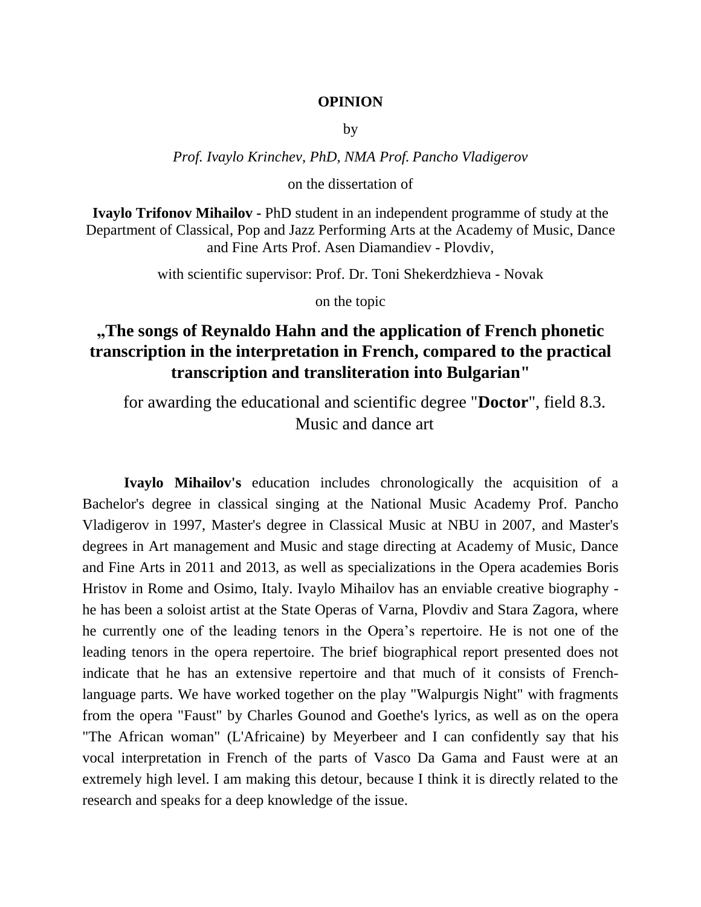**OPINION**

by

*Prof. Ivaylo Krinchev, PhD, NMA Prof. Pancho Vladigerov*

on the dissertation of

**Ivaylo Trifonov Mihailov -** PhD student in an independent programme of study at the Department of Classical, Pop and Jazz Performing Arts at the Academy of Music, Dance and Fine Arts Prof. Asen Diamandiev - Plovdiv,

with scientific supervisor: Prof. Dr. Toni Shekerdzhieva - Novak

on the topic

## „The songs of Reynaldo Hahn and the application of French phonetic transcription in the interpretation in French, compared to the practical transcription and transliteration into Bulgarian"

for awarding the educational and scientific degree "**Doctor**", field 8.3. Music and dance art

**Ivaylo Mihailov's** education includes chronologically the acquisition of a Bachelor's degree in classical singing at the National Music Academy Prof. Pancho Vladigerov in 1997, Master's degree in Classical Music at NBU in 2007, and Master's degrees in Art management and Music and stage directing at Academy of Music, Dance and Fine Arts in 2011 and 2013, as well as specializations in the Opera academies Boris Hristov in Rome and Osimo, Italy. Ivaylo Mihailov has an enviable creative biography - he has been a soloist artist at the State Operas of Varna, Plovdiv and Stara Zagora, where he currently one of the leading tenors in the Opera's repertoire. He is not one of the leading tenors in the opera repertoire. The brief biographical report presented does not indicate that he has an extensive repertoire and that much of it consists of French-language parts. We have worked together on the play "Walpurgis Night" with fragments from the opera "Faust" by Charles Gounod and Goethe's lyrics, as well as on the opera "The African woman" (L'Africaine) by Meyerbeer and I can confidently say that his vocal interpretation in French of the parts of Vasco Da Gama and Faust were at an extremely high level. I am making this detour, because I think it is directly related to the research and speaks for a deep knowledge of the issue.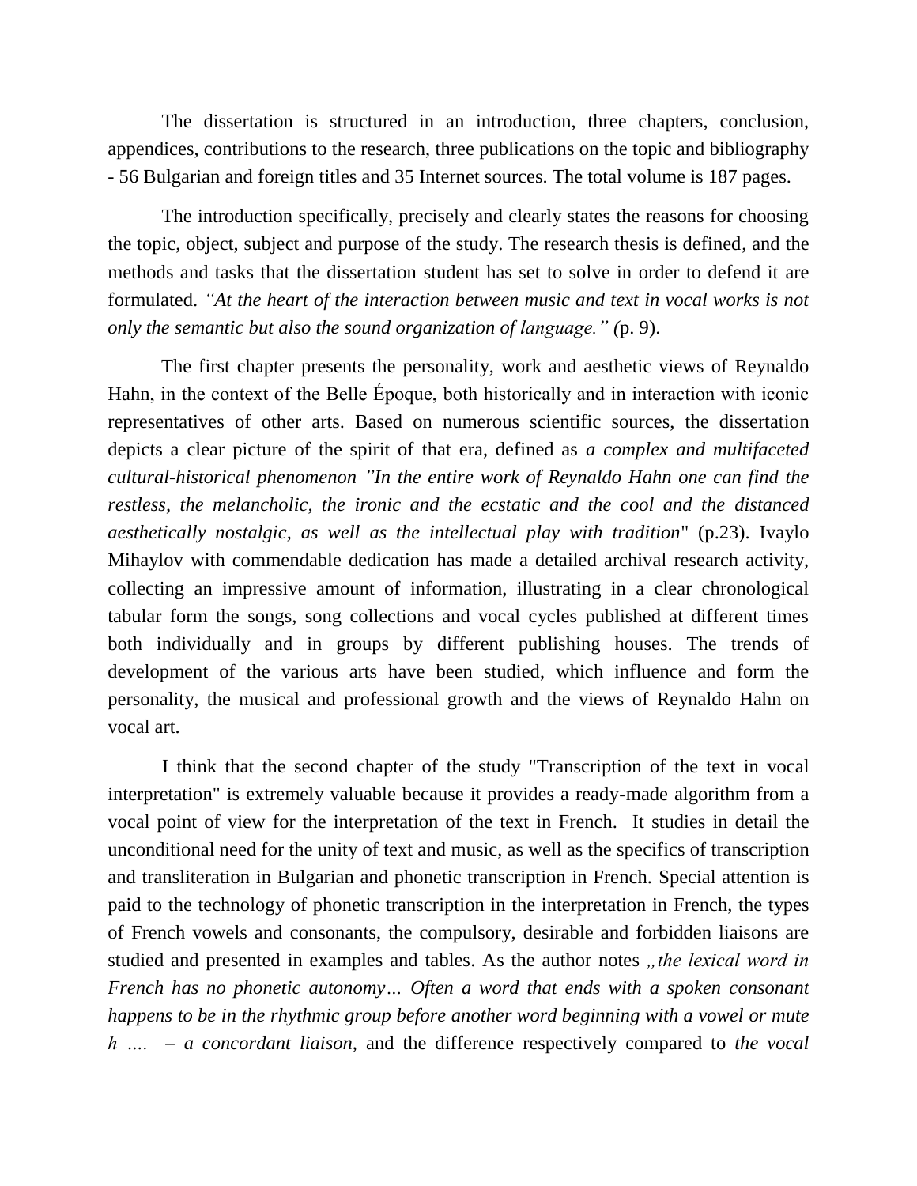The dissertation is structured in an introduction, three chapters, conclusion, appendices, contributions to the research, three publications on the topic and bibliography - 56 Bulgarian and foreign titles and 35 Internet sources. The total volume is 187 pages.

The introduction specifically, precisely and clearly states the reasons for choosing the topic, object, subject and purpose of the study. The research thesis is defined, and the methods and tasks that the dissertation student has set to solve in order to defend it are formulated. *"At the heart of the interaction between music and text in vocal works is not only the semantic but also the sound organization of language." (*p. 9).

The first chapter presents the personality, work and aesthetic views of Reynaldo Hahn, in the context of the Belle Époque, both historically and in interaction with iconic representatives of other arts. Based on numerous scientific sources, the dissertation depicts a clear picture of the spirit of that era, defined as *a complex and multifaceted cultural-historical phenomenon "In the entire work of Reynaldo Hahn one can find the restless, the melancholic, the ironic and the ecstatic and the cool and the distanced aesthetically nostalgic, as well as the intellectual play with tradition*" (p.23). Ivaylo Mihaylov with commendable dedication has made a detailed archival research activity, collecting an impressive amount of information, illustrating in a clear chronological tabular form the songs, song collections and vocal cycles published at different times both individually and in groups by different publishing houses. The trends of development of the various arts have been studied, which influence and form the personality, the musical and professional growth and the views of Reynaldo Hahn on vocal art.

I think that the second chapter of the study "Transcription of the text in vocal interpretation" is extremely valuable because it provides a ready-made algorithm from a vocal point of view for the interpretation of the text in French. It studies in detail the unconditional need for the unity of text and music, as well as the specifics of transcription and transliteration in Bulgarian and phonetic transcription in French. Special attention is paid to the technology of phonetic transcription in the interpretation in French, the types of French vowels and consonants, the compulsory, desirable and forbidden liaisons are studied and presented in examples and tables. As the author notes *„the lexical word in French has no phonetic autonomy… Often a word that ends with a spoken consonant happens to be in the rhythmic group before another word beginning with a vowel or mute h ….  – a concordant liaison,* and the difference respectively compared to *the vocal*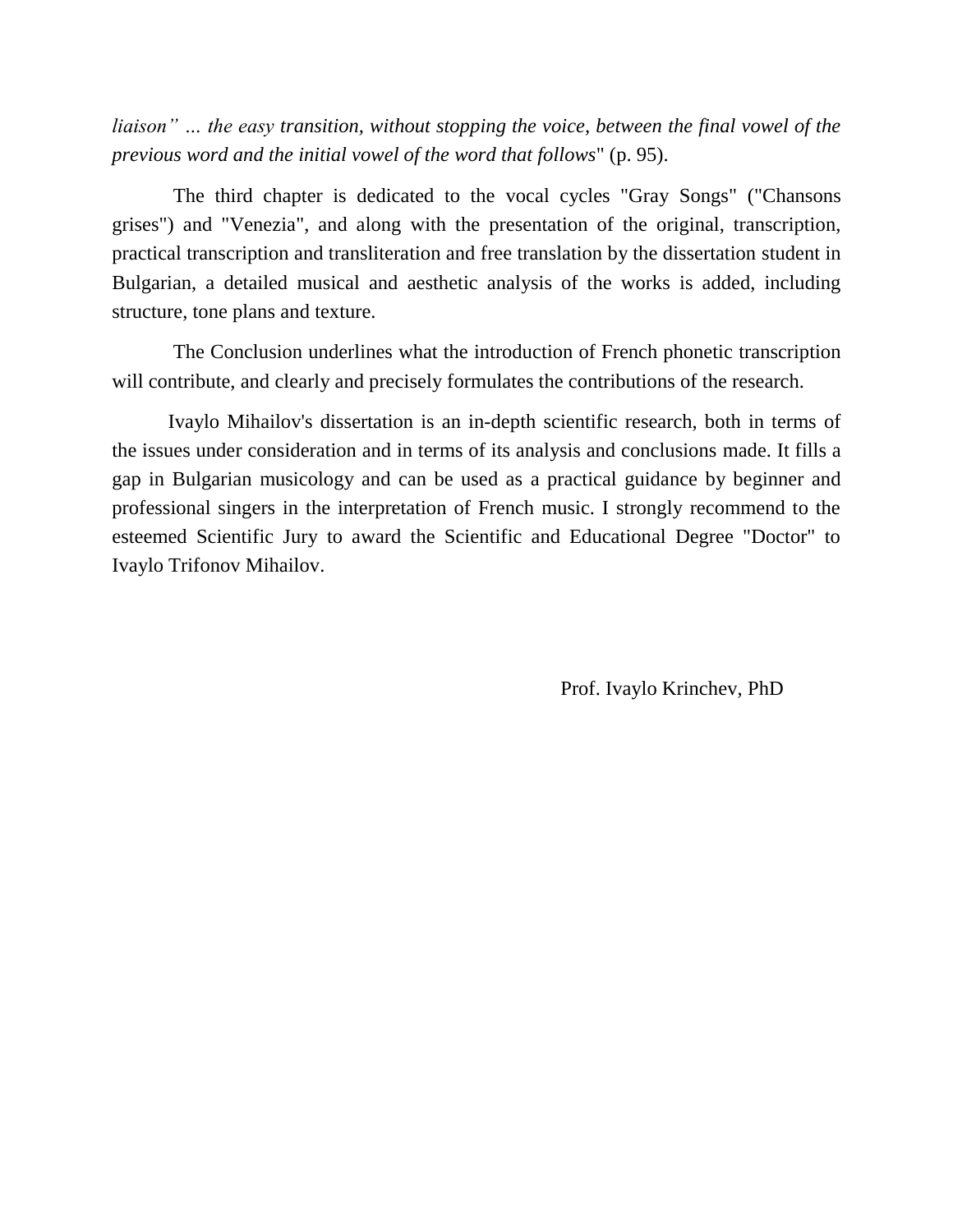*liaison" … the easy transition, without stopping the voice, between the final vowel of the previous word and the initial vowel of the word that follows*" (p. 95).

The third chapter is dedicated to the vocal cycles "Gray Songs" ("Chansons grises") and "Venezia", and along with the presentation of the original, transcription, practical transcription and transliteration and free translation by the dissertation student in Bulgarian, a detailed musical and aesthetic analysis of the works is added, including structure, tone plans and texture.

The Conclusion underlines what the introduction of French phonetic transcription will contribute, and clearly and precisely formulates the contributions of the research.

Ivaylo Mihailov's dissertation is an in-depth scientific research, both in terms of the issues under consideration and in terms of its analysis and conclusions made. It fills a gap in Bulgarian musicology and can be used as a practical guidance by beginner and professional singers in the interpretation of French music. I strongly recommend to the esteemed Scientific Jury to award the Scientific and Educational Degree "Doctor" to Ivaylo Trifonov Mihailov.

Prof. Ivaylo Krinchev, PhD